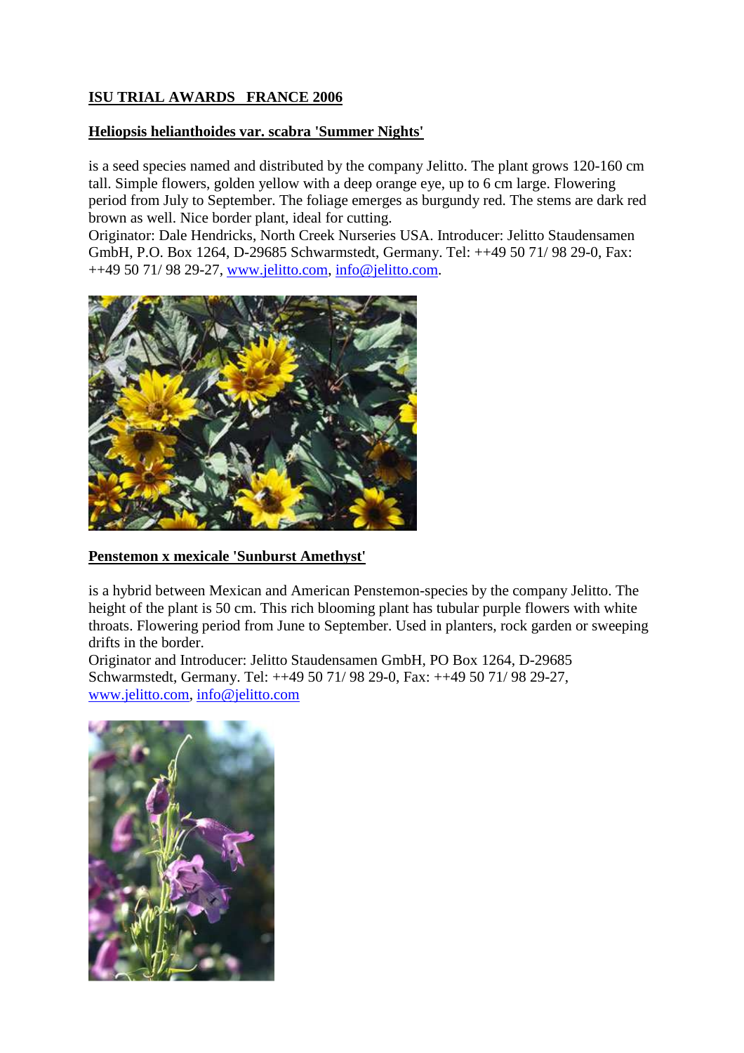## ISU TRIAL AWARDS   FRANCE 2006

### Heliopsis helianthoides var. scabra 'Summer Nights'

is a seed species named and distributed by the company Jelitto. The plant grows 120-160 cm tall. Simple flowers, golden yellow with a deep orange eye, up to 6 cm large. Flowering period from July to September. The foliage emerges as burgundy red. The stems are dark red brown as well. Nice border plant, ideal for cutting.
Originator: Dale Hendricks, North Creek Nurseries USA. Introducer: Jelitto Staudensamen GmbH, P.O. Box 1264, D-29685 Schwarmstedt, Germany. Tel: ++49 50 71/ 98 29-0, Fax: ++49 50 71/ 98 29-27, www.jelitto.com, info@jelitto.com.

### Penstemon x mexicale 'Sunburst Amethyst'

is a hybrid between Mexican and American Penstemon-species by the company Jelitto. The height of the plant is 50 cm. This rich blooming plant has tubular purple flowers with white throats. Flowering period from June to September. Used in planters, rock garden or sweeping drifts in the border.
Originator and Introducer: Jelitto Staudensamen GmbH, PO Box 1264, D-29685 Schwarmstedt, Germany. Tel: ++49 50 71/ 98 29-0, Fax: ++49 50 71/ 98 29-27, www.jelitto.com, info@jelitto.com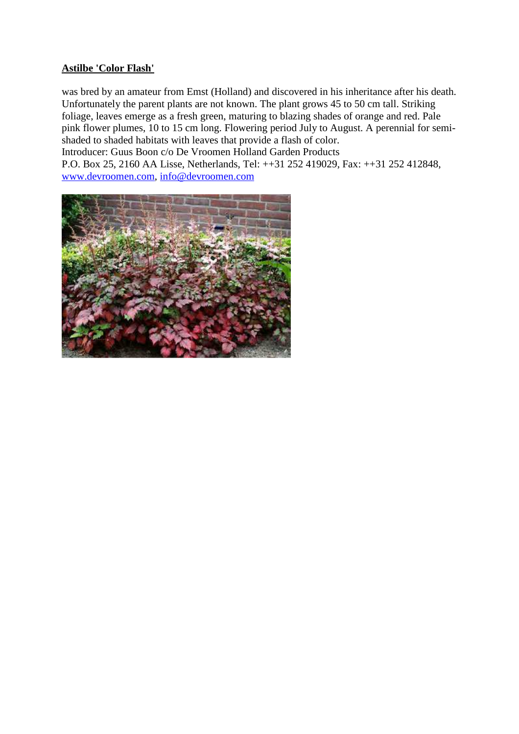**Astilbe 'Color Flash'**

was bred by an amateur from Emst (Holland) and discovered in his inheritance after his death. Unfortunately the parent plants are not known. The plant grows 45 to 50 cm tall. Striking foliage, leaves emerge as a fresh green, maturing to blazing shades of orange and red. Pale pink flower plumes, 10 to 15 cm long. Flowering period July to August. A perennial for semi-shaded to shaded habitats with leaves that provide a flash of color.
Introducer: Guus Boon c/o De Vroomen Holland Garden Products
P.O. Box 25, 2160 AA Lisse, Netherlands, Tel: ++31 252 419029, Fax: ++31 252 412848, www.devroomen.com, info@devroomen.com